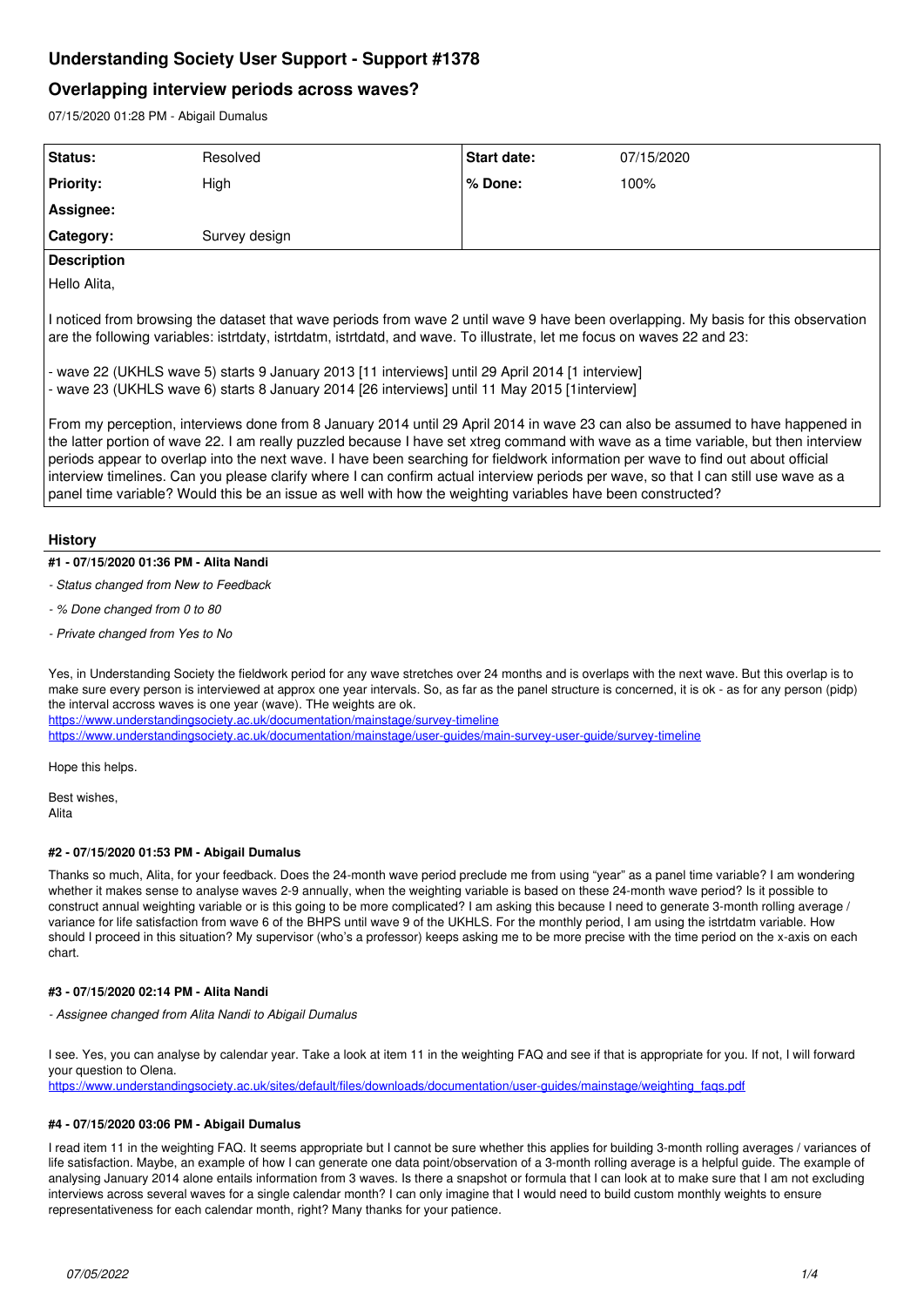# Understanding Society User Support - Support #1378

## Overlapping interview periods across waves?

07/15/2020 01:28 PM - Abigail Dumalus

| Status: | Resolved | Start date: | 07/15/2020 |
|---|---|---|---|
| Priority: | High | % Done: | 100% |
| Assignee: | | | |
| Category: | Survey design | | |

**Description**

Hello Alita,

I noticed from browsing the dataset that wave periods from wave 2 until wave 9 have been overlapping. My basis for this observation are the following variables: istrtdaty, istrtdatm, istrtdatd, and wave. To illustrate, let me focus on waves 22 and 23:

- wave 22 (UKHLS wave 5) starts 9 January 2013 [11 interviews] until 29 April 2014 [1 interview]
- wave 23 (UKHLS wave 6) starts 8 January 2014 [26 interviews] until 11 May 2015 [1interview]

From my perception, interviews done from 8 January 2014 until 29 April 2014 in wave 23 can also be assumed to have happened in the latter portion of wave 22. I am really puzzled because I have set xtreg command with wave as a time variable, but then interview periods appear to overlap into the next wave. I have been searching for fieldwork information per wave to find out about official interview timelines. Can you please clarify where I can confirm actual interview periods per wave, so that I can still use wave as a panel time variable? Would this be an issue as well with how the weighting variables have been constructed?

## History

### #1 - 07/15/2020 01:36 PM - Alita Nandi

*- Status changed from New to Feedback*

*- % Done changed from 0 to 80*

*- Private changed from Yes to No*

Yes, in Understanding Society the fieldwork period for any wave stretches over 24 months and is overlaps with the next wave. But this overlap is to make sure every person is interviewed at approx one year intervals. So, as far as the panel structure is concerned, it is ok - as for any person (pidp) the interval accross waves is one year (wave). THe weights are ok.

https://www.understandingsociety.ac.uk/documentation/mainstage/survey-timeline
https://www.understandingsociety.ac.uk/documentation/mainstage/user-guides/main-survey-user-guide/survey-timeline

Hope this helps.

Best wishes,
Alita

### #2 - 07/15/2020 01:53 PM - Abigail Dumalus

Thanks so much, Alita, for your feedback. Does the 24-month wave period preclude me from using "year" as a panel time variable? I am wondering whether it makes sense to analyse waves 2-9 annually, when the weighting variable is based on these 24-month wave period? Is it possible to construct annual weighting variable or is this going to be more complicated? I am asking this because I need to generate 3-month rolling average / variance for life satisfaction from wave 6 of the BHPS until wave 9 of the UKHLS. For the monthly period, I am using the istrtdatm variable. How should I proceed in this situation? My supervisor (who's a professor) keeps asking me to be more precise with the time period on the x-axis on each chart.

### #3 - 07/15/2020 02:14 PM - Alita Nandi

*- Assignee changed from Alita Nandi to Abigail Dumalus*

I see. Yes, you can analyse by calendar year. Take a look at item 11 in the weighting FAQ and see if that is appropriate for you. If not, I will forward your question to Olena.

https://www.understandingsociety.ac.uk/sites/default/files/downloads/documentation/user-guides/mainstage/weighting_faqs.pdf

### #4 - 07/15/2020 03:06 PM - Abigail Dumalus

I read item 11 in the weighting FAQ. It seems appropriate but I cannot be sure whether this applies for building 3-month rolling averages / variances of life satisfaction. Maybe, an example of how I can generate one data point/observation of a 3-month rolling average is a helpful guide. The example of analysing January 2014 alone entails information from 3 waves. Is there a snapshot or formula that I can look at to make sure that I am not excluding interviews across several waves for a single calendar month? I can only imagine that I would need to build custom monthly weights to ensure representativeness for each calendar month, right? Many thanks for your patience.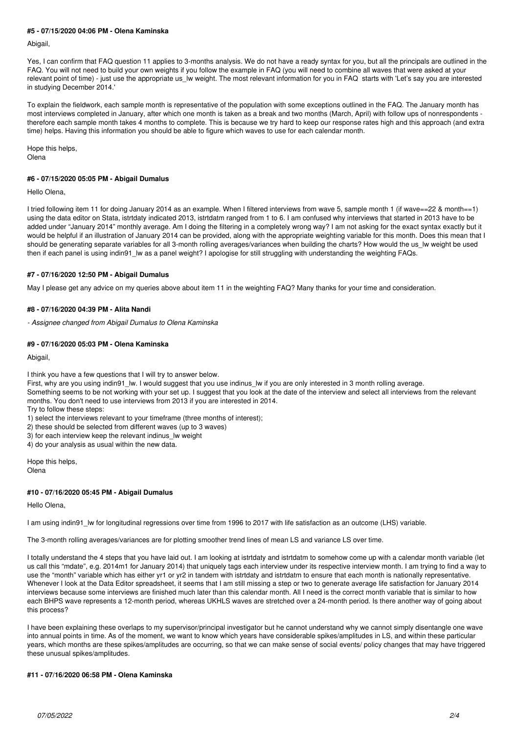#### #5 - 07/15/2020 04:06 PM - Olena Kaminska

Abigail,

Yes, I can confirm that FAQ question 11 applies to 3-months analysis. We do not have a ready syntax for you, but all the principals are outlined in the FAQ. You will not need to build your own weights if you follow the example in FAQ (you will need to combine all waves that were asked at your relevant point of time) - just use the appropriate us_lw weight. The most relevant information for you in FAQ starts with 'Let's say you are interested in studying December 2014.'

To explain the fieldwork, each sample month is representative of the population with some exceptions outlined in the FAQ. The January month has most interviews completed in January, after which one month is taken as a break and two months (March, April) with follow ups of nonrespondents - therefore each sample month takes 4 months to complete. This is because we try hard to keep our response rates high and this approach (and extra time) helps. Having this information you should be able to figure which waves to use for each calendar month.

Hope this helps,
Olena

#### #6 - 07/15/2020 05:05 PM - Abigail Dumalus

Hello Olena,

I tried following item 11 for doing January 2014 as an example. When I filtered interviews from wave 5, sample month 1 (if wave==22 & month==1) using the data editor on Stata, istrtdaty indicated 2013, istrtdatm ranged from 1 to 6. I am confused why interviews that started in 2013 have to be added under "January 2014" monthly average. Am I doing the filtering in a completely wrong way? I am not asking for the exact syntax exactly but it would be helpful if an illustration of January 2014 can be provided, along with the appropriate weighting variable for this month. Does this mean that I should be generating separate variables for all 3-month rolling averages/variances when building the charts? How would the us_lw weight be used then if each panel is using indin91_lw as a panel weight? I apologise for still struggling with understanding the weighting FAQs.

#### #7 - 07/16/2020 12:50 PM - Abigail Dumalus

May I please get any advice on my queries above about item 11 in the weighting FAQ? Many thanks for your time and consideration.

#### #8 - 07/16/2020 04:39 PM - Alita Nandi

*- Assignee changed from Abigail Dumalus to Olena Kaminska*

#### #9 - 07/16/2020 05:03 PM - Olena Kaminska

Abigail,

I think you have a few questions that I will try to answer below.
First, why are you using indin91_lw. I would suggest that you use indinus_lw if you are only interested in 3 month rolling average.
Something seems to be not working with your set up. I suggest that you look at the date of the interview and select all interviews from the relevant months. You don't need to use interviews from 2013 if you are interested in 2014.
Try to follow these steps:

1) select the interviews relevant to your timeframe (three months of interest);
2) these should be selected from different waves (up to 3 waves)
3) for each interview keep the relevant indinus_lw weight
4) do your analysis as usual within the new data.

Hope this helps,
Olena

#### #10 - 07/16/2020 05:45 PM - Abigail Dumalus

Hello Olena,

I am using indin91_lw for longitudinal regressions over time from 1996 to 2017 with life satisfaction as an outcome (LHS) variable.

The 3-month rolling averages/variances are for plotting smoother trend lines of mean LS and variance LS over time.

I totally understand the 4 steps that you have laid out. I am looking at istrtdaty and istrtdatm to somehow come up with a calendar month variable (let us call this "mdate", e.g. 2014m1 for January 2014) that uniquely tags each interview under its respective interview month. I am trying to find a way to use the "month" variable which has either yr1 or yr2 in tandem with istrtdaty and istrtdatm to ensure that each month is nationally representative. Whenever I look at the Data Editor spreadsheet, it seems that I am still missing a step or two to generate average life satisfaction for January 2014 interviews because some interviews are finished much later than this calendar month. All I need is the correct month variable that is similar to how each BHPS wave represents a 12-month period, whereas UKHLS waves are stretched over a 24-month period. Is there another way of going about this process?

I have been explaining these overlaps to my supervisor/principal investigator but he cannot understand why we cannot simply disentangle one wave into annual points in time. As of the moment, we want to know which years have considerable spikes/amplitudes in LS, and within these particular years, which months are these spikes/amplitudes are occurring, so that we can make sense of social events/ policy changes that may have triggered these unusual spikes/amplitudes.

#### #11 - 07/16/2020 06:58 PM - Olena Kaminska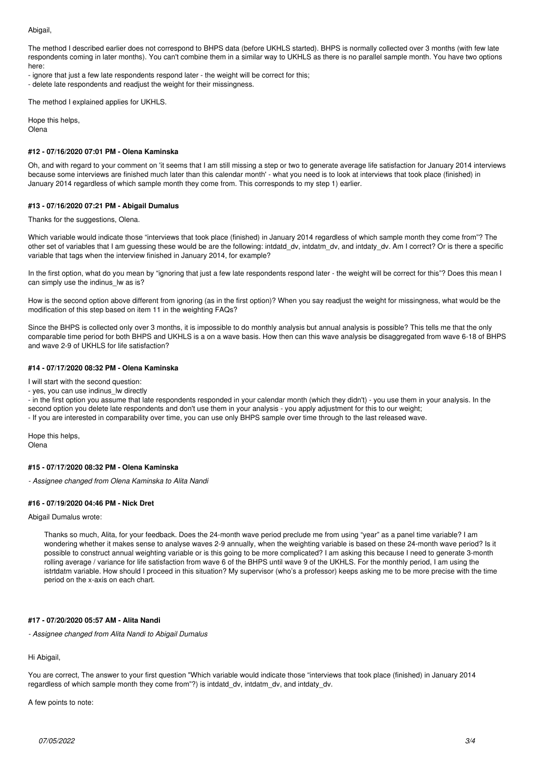Abigail,

The method I described earlier does not correspond to BHPS data (before UKHLS started). BHPS is normally collected over 3 months (with few late respondents coming in later months). You can't combine them in a similar way to UKHLS as there is no parallel sample month. You have two options here:

- ignore that just a few late respondents respond later - the weight will be correct for this;
- delete late respondents and readjust the weight for their missingness.

The method I explained applies for UKHLS.

Hope this helps,
Olena

#### #12 - 07/16/2020 07:01 PM - Olena Kaminska

Oh, and with regard to your comment on 'it seems that I am still missing a step or two to generate average life satisfaction for January 2014 interviews because some interviews are finished much later than this calendar month' - what you need is to look at interviews that took place (finished) in January 2014 regardless of which sample month they come from. This corresponds to my step 1) earlier.

#### #13 - 07/16/2020 07:21 PM - Abigail Dumalus

Thanks for the suggestions, Olena.

Which variable would indicate those "interviews that took place (finished) in January 2014 regardless of which sample month they come from"? The other set of variables that I am guessing these would be are the following: intdatd_dv, intdatm_dv, and intdaty_dv. Am I correct? Or is there a specific variable that tags when the interview finished in January 2014, for example?

In the first option, what do you mean by "ignoring that just a few late respondents respond later - the weight will be correct for this"? Does this mean I can simply use the indinus_lw as is?

How is the second option above different from ignoring (as in the first option)? When you say readjust the weight for missingness, what would be the modification of this step based on item 11 in the weighting FAQs?

Since the BHPS is collected only over 3 months, it is impossible to do monthly analysis but annual analysis is possible? This tells me that the only comparable time period for both BHPS and UKHLS is a on a wave basis. How then can this wave analysis be disaggregated from wave 6-18 of BHPS and wave 2-9 of UKHLS for life satisfaction?

#### #14 - 07/17/2020 08:32 PM - Olena Kaminska

I will start with the second question:

- yes, you can use indinus_lw directly
- in the first option you assume that late respondents responded in your calendar month (which they didn't) - you use them in your analysis. In the second option you delete late respondents and don't use them in your analysis - you apply adjustment for this to our weight;
- If you are interested in comparability over time, you can use only BHPS sample over time through to the last released wave.

Hope this helps,
Olena

#### #15 - 07/17/2020 08:32 PM - Olena Kaminska

*- Assignee changed from Olena Kaminska to Alita Nandi*

#### #16 - 07/19/2020 04:46 PM - Nick Dret

Abigail Dumalus wrote:

> Thanks so much, Alita, for your feedback. Does the 24-month wave period preclude me from using "year" as a panel time variable? I am wondering whether it makes sense to analyse waves 2-9 annually, when the weighting variable is based on these 24-month wave period? Is it possible to construct annual weighting variable or is this going to be more complicated? I am asking this because I need to generate 3-month rolling average / variance for life satisfaction from wave 6 of the BHPS until wave 9 of the UKHLS. For the monthly period, I am using the istrtdatm variable. How should I proceed in this situation? My supervisor (who's a professor) keeps asking me to be more precise with the time period on the x-axis on each chart.

#### #17 - 07/20/2020 05:57 AM - Alita Nandi

*- Assignee changed from Alita Nandi to Abigail Dumalus*

Hi Abigail,

You are correct, The answer to your first question "Which variable would indicate those "interviews that took place (finished) in January 2014 regardless of which sample month they come from"?) is intdatd_dv, intdatm_dv, and intdaty_dv.

A few points to note: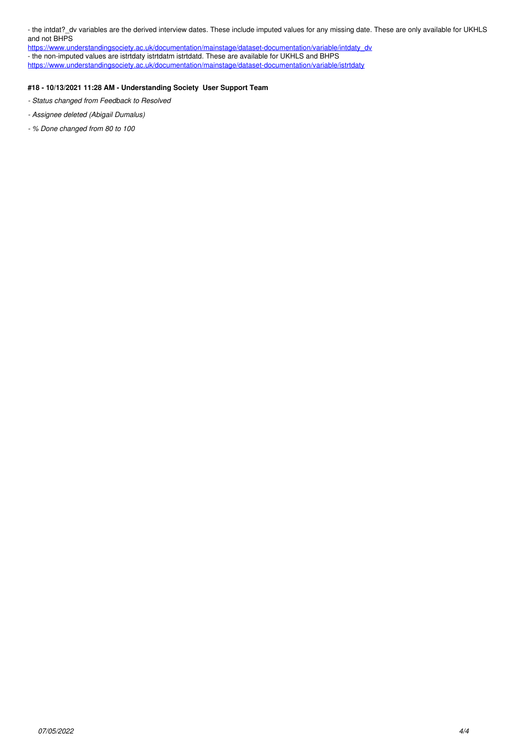- the intdat?_dv variables are the derived interview dates. These include imputed values for any missing date. These are only available for UKHLS and not BHPS
https://www.understandingsociety.ac.uk/documentation/mainstage/dataset-documentation/variable/intdaty_dv
- the non-imputed values are istrtdaty istrtdatm istrtdatd. These are available for UKHLS and BHPS
https://www.understandingsociety.ac.uk/documentation/mainstage/dataset-documentation/variable/istrtdaty

#### #18 - 10/13/2021 11:28 AM - Understanding Society User Support Team

- *Status changed from Feedback to Resolved*
- *Assignee deleted (Abigail Dumalus)*
- *% Done changed from 80 to 100*

*07/05/2022*